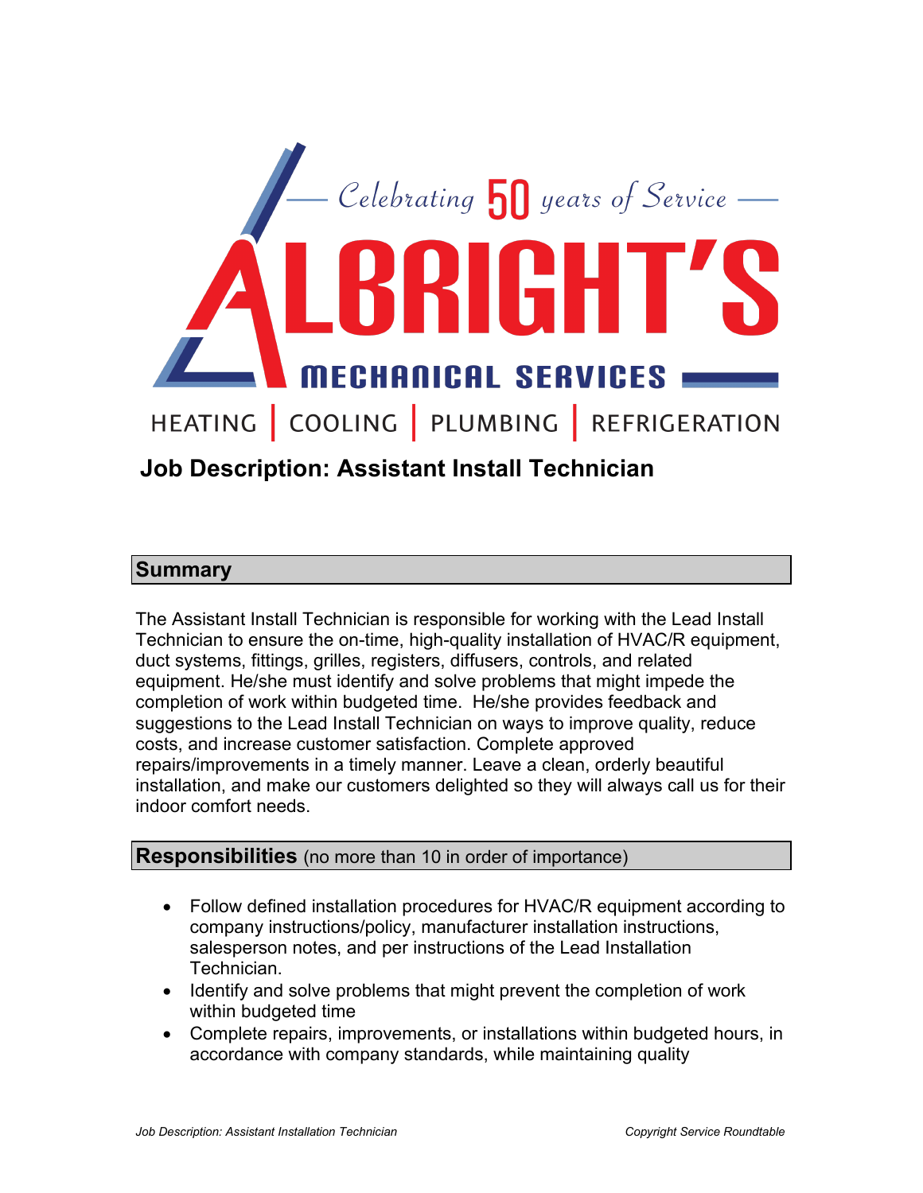Celebrating 50 years of Service

# ALBRIGHT'S

MECHANICAL SERVICES

HEATING | COOLING | PLUMBING | REFRIGERATION

## Job Description: Assistant Install Technician

### Summary

The Assistant Install Technician is responsible for working with the Lead Install Technician to ensure the on-time, high-quality installation of HVAC/R equipment, duct systems, fittings, grilles, registers, diffusers, controls, and related equipment. He/she must identify and solve problems that might impede the completion of work within budgeted time. He/she provides feedback and suggestions to the Lead Install Technician on ways to improve quality, reduce costs, and increase customer satisfaction. Complete approved repairs/improvements in a timely manner. Leave a clean, orderly beautiful installation, and make our customers delighted so they will always call us for their indoor comfort needs.

### Responsibilities (no more than 10 in order of importance)

- Follow defined installation procedures for HVAC/R equipment according to company instructions/policy, manufacturer installation instructions, salesperson notes, and per instructions of the Lead Installation Technician.
- Identify and solve problems that might prevent the completion of work within budgeted time
- Complete repairs, improvements, or installations within budgeted hours, in accordance with company standards, while maintaining quality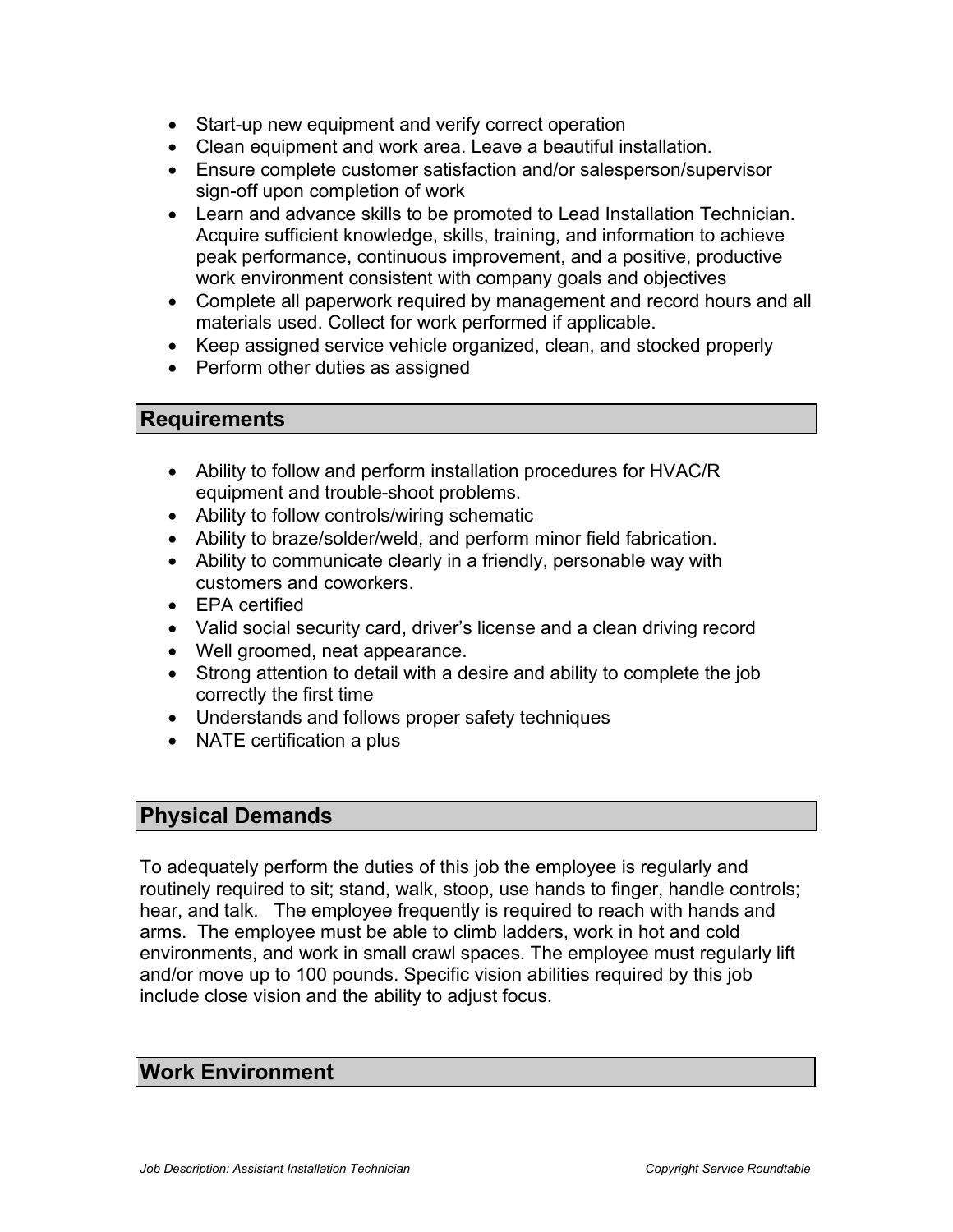- Start-up new equipment and verify correct operation
- Clean equipment and work area. Leave a beautiful installation.
- Ensure complete customer satisfaction and/or salesperson/supervisor sign-off upon completion of work
- Learn and advance skills to be promoted to Lead Installation Technician. Acquire sufficient knowledge, skills, training, and information to achieve peak performance, continuous improvement, and a positive, productive work environment consistent with company goals and objectives
- Complete all paperwork required by management and record hours and all materials used. Collect for work performed if applicable.
- Keep assigned service vehicle organized, clean, and stocked properly
- Perform other duties as assigned

## Requirements

- Ability to follow and perform installation procedures for HVAC/R equipment and trouble-shoot problems.
- Ability to follow controls/wiring schematic
- Ability to braze/solder/weld, and perform minor field fabrication.
- Ability to communicate clearly in a friendly, personable way with customers and coworkers.
- EPA certified
- Valid social security card, driver's license and a clean driving record
- Well groomed, neat appearance.
- Strong attention to detail with a desire and ability to complete the job correctly the first time
- Understands and follows proper safety techniques
- NATE certification a plus

## Physical Demands

To adequately perform the duties of this job the employee is regularly and routinely required to sit; stand, walk, stoop, use hands to finger, handle controls; hear, and talk. The employee frequently is required to reach with hands and arms. The employee must be able to climb ladders, work in hot and cold environments, and work in small crawl spaces. The employee must regularly lift and/or move up to 100 pounds. Specific vision abilities required by this job include close vision and the ability to adjust focus.

## Work Environment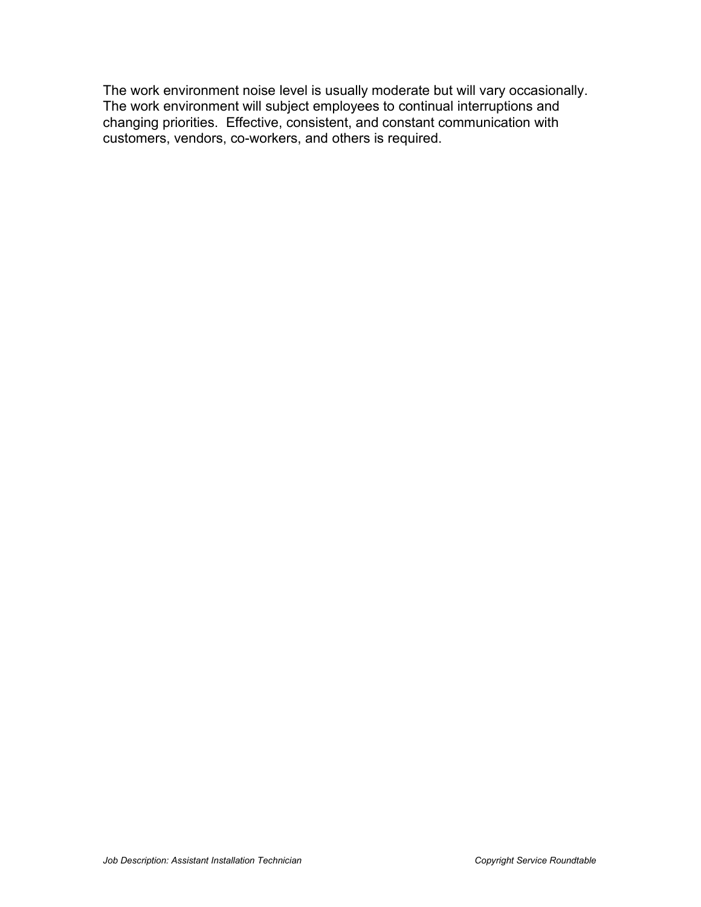The work environment noise level is usually moderate but will vary occasionally. The work environment will subject employees to continual interruptions and changing priorities. Effective, consistent, and constant communication with customers, vendors, co-workers, and others is required.